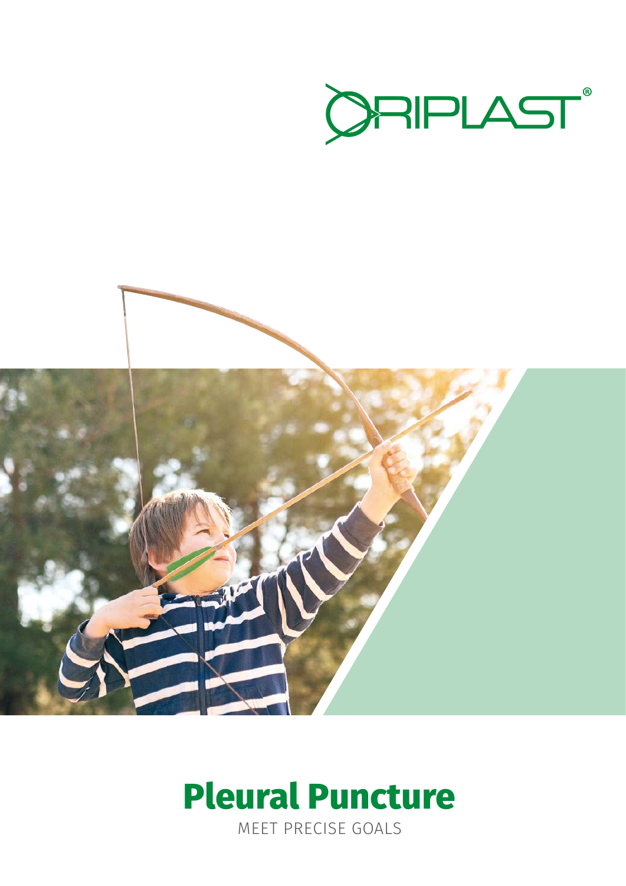ORIPLAST®

# Pleural Puncture

MEET PRECISE GOALS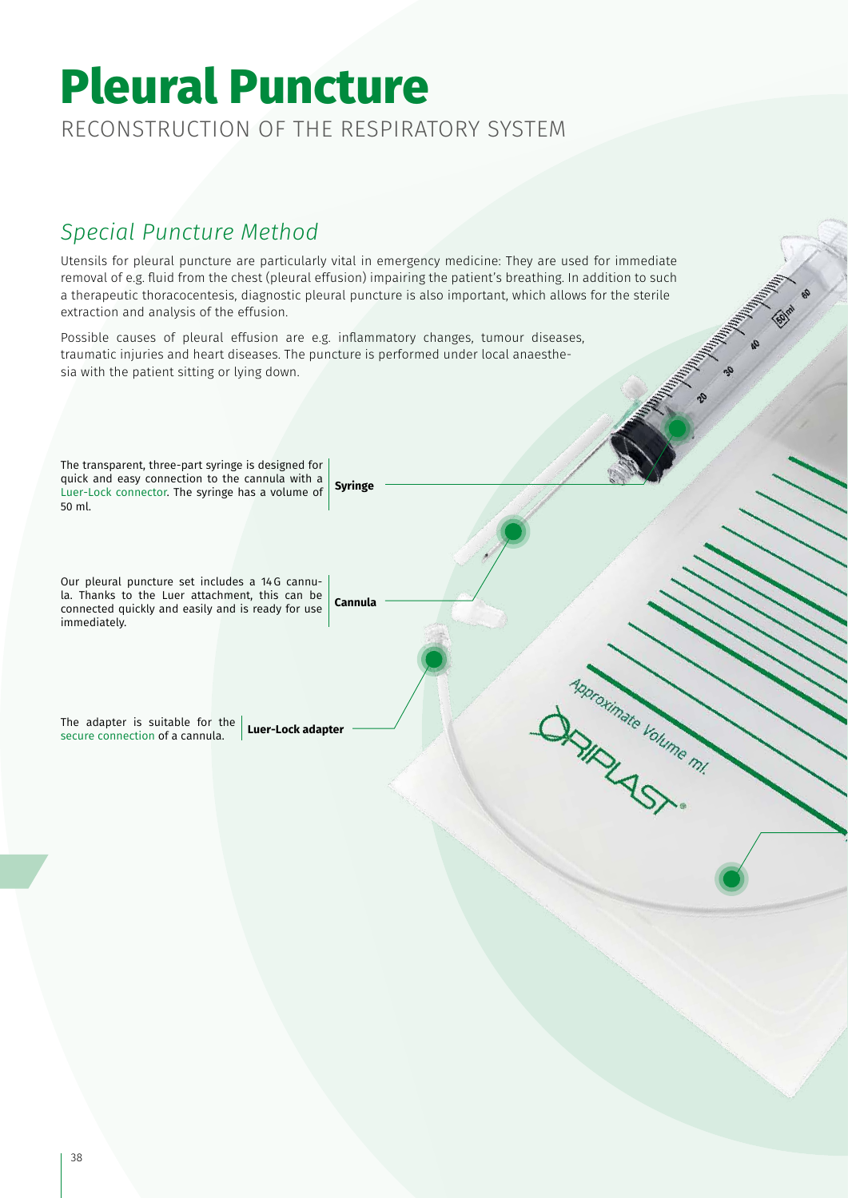# Pleural Puncture

RECONSTRUCTION OF THE RESPIRATORY SYSTEM

## *Special Puncture Method*

Utensils for pleural puncture are particularly vital in emergency medicine: They are used for immediate removal of e.g. fluid from the chest (pleural effusion) impairing the patient's breathing. In addition to such a therapeutic thoracocentesis, diagnostic pleural puncture is also important, which allows for the sterile extraction and analysis of the effusion.

Possible causes of pleural effusion are e.g. inflammatory changes, tumour diseases, traumatic injuries and heart diseases. The puncture is performed under local anaesthesia with the patient sitting or lying down.

**Syringe**

The transparent, three-part syringe is designed for quick and easy connection to the cannula with a Luer-Lock connector. The syringe has a volume of 50 ml.

**Cannula**

Our pleural puncture set includes a 14 G cannula. Thanks to the Luer attachment, this can be connected quickly and easily and is ready for use immediately.

**Luer-Lock adapter**

The adapter is suitable for the secure connection of a cannula.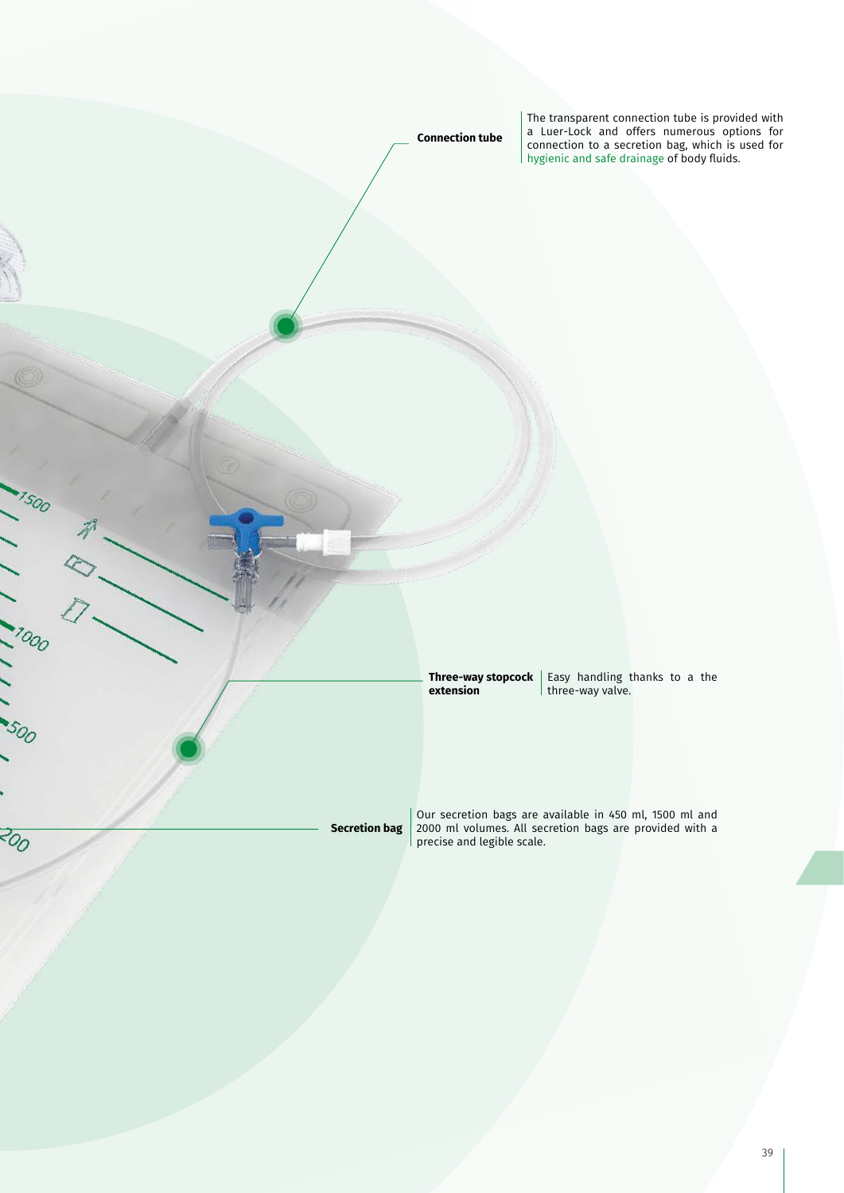**Connection tube**

The transparent connection tube is provided with a Luer-Lock and offers numerous options for connection to a secretion bag, which is used for hygienic and safe drainage of body fluids.

**Three-way stopcock extension**

Easy handling thanks to a the three-way valve.

**Secretion bag**

Our secretion bags are available in 450 ml, 1500 ml and 2000 ml volumes. All secretion bags are provided with a precise and legible scale.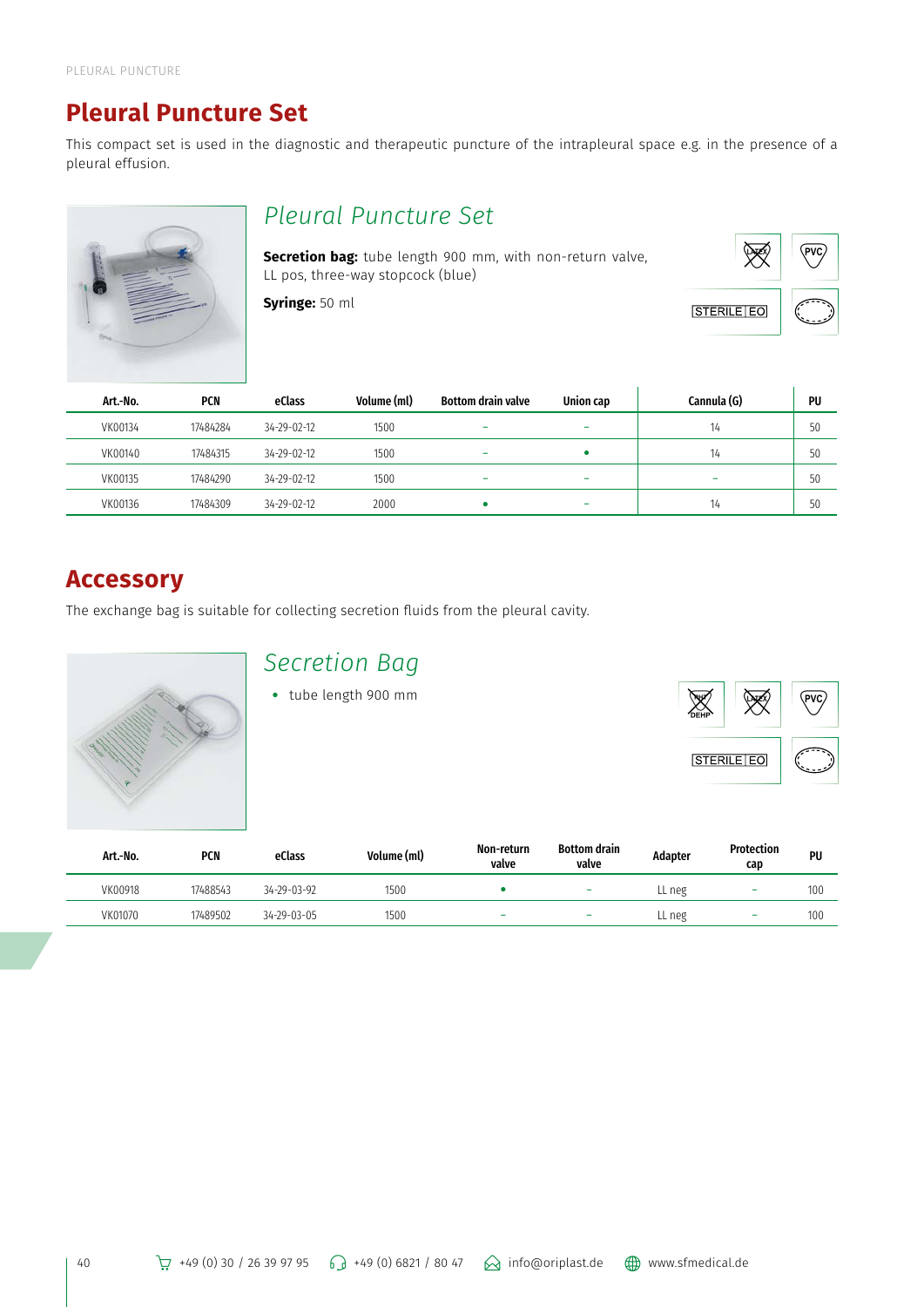## Pleural Puncture Set

This compact set is used in the diagnostic and therapeutic puncture of the intrapleural space e.g. in the presence of a pleural effusion.

### *Pleural Puncture Set*

**Secretion bag:** tube length 900 mm, with non-return valve, LL pos, three-way stopcock (blue)

**Syringe:** 50 ml

LATEX PVC STERILE EO

| Art.-No. | PCN | eClass | Volume (ml) | Bottom drain valve | Union cap | Cannula (G) | PU |
|---|---|---|---|---|---|---|---|
| VK00134 | 17484284 | 34-29-02-12 | 1500 | – | – | 14 | 50 |
| VK00140 | 17484315 | 34-29-02-12 | 1500 | – | • | 14 | 50 |
| VK00135 | 17484290 | 34-29-02-12 | 1500 | – | – | – | 50 |
| VK00136 | 17484309 | 34-29-02-12 | 2000 | • | – | 14 | 50 |

## Accessory

The exchange bag is suitable for collecting secretion fluids from the pleural cavity.

### *Secretion Bag*

- tube length 900 mm

DEHP LATEX PVC STERILE EO

| Art.-No. | PCN | eClass | Volume (ml) | Non-return valve | Bottom drain valve | Adapter | Protection cap | PU |
|---|---|---|---|---|---|---|---|---|
| VK00918 | 17488543 | 34-29-03-92 | 1500 | • | – | LL neg | – | 100 |
| VK01070 | 17489502 | 34-29-03-05 | 1500 | – | – | LL neg | – | 100 |

+49 (0) 30 / 26 39 97 95 +49 (0) 6821 / 80 47 info@oriplast.de www.sfmedical.de